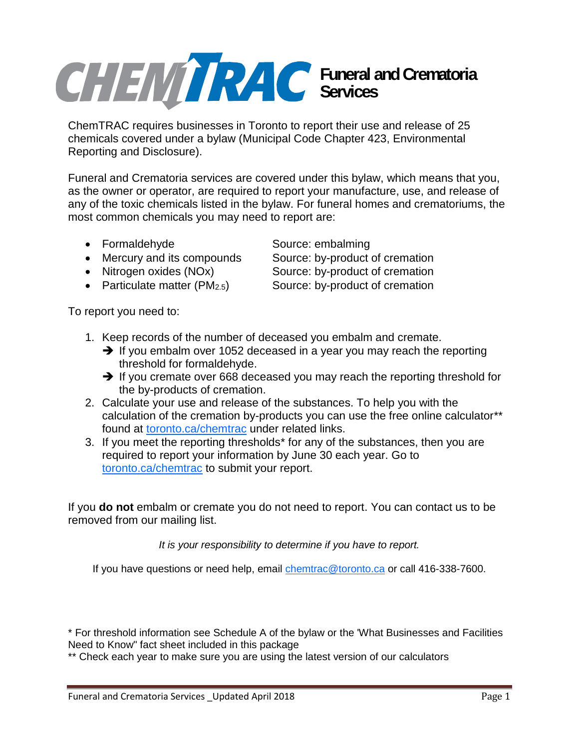# CHEMTRAC Funeral and Crematoria Services

ChemTRAC requires businesses in Toronto to report their use and release of 25 chemicals covered under a bylaw (Municipal Code Chapter 423, Environmental Reporting and Disclosure).

Funeral and Crematoria services are covered under this bylaw, which means that you, as the owner or operator, are required to report your manufacture, use, and release of any of the toxic chemicals listed in the bylaw. For funeral homes and crematoriums, the most common chemicals you may need to report are:

- Formaldehyde — Source: embalming
- Mercury and its compounds — Source: by-product of cremation
- Nitrogen oxides (NOx) — Source: by-product of cremation
- Particulate matter ($PM_{2.5}$) — Source: by-product of cremation

To report you need to:

1. Keep records of the number of deceased you embalm and cremate.
   - ➔ If you embalm over 1052 deceased in a year you may reach the reporting threshold for formaldehyde.
   - ➔ If you cremate over 668 deceased you may reach the reporting threshold for the by-products of cremation.
2. Calculate your use and release of the substances. To help you with the calculation of the cremation by-products you can use the free online calculator** found at toronto.ca/chemtrac under related links.
3. If you meet the reporting thresholds* for any of the substances, then you are required to report your information by June 30 each year. Go to toronto.ca/chemtrac to submit your report.

If you **do not** embalm or cremate you do not need to report. You can contact us to be removed from our mailing list.

*It is your responsibility to determine if you have to report.*

If you have questions or need help, email chemtrac@toronto.ca or call 416-338-7600.

* For threshold information see Schedule A of the bylaw or the 'What Businesses and Facilities Need to Know" fact sheet included in this package

** Check each year to make sure you are using the latest version of our calculators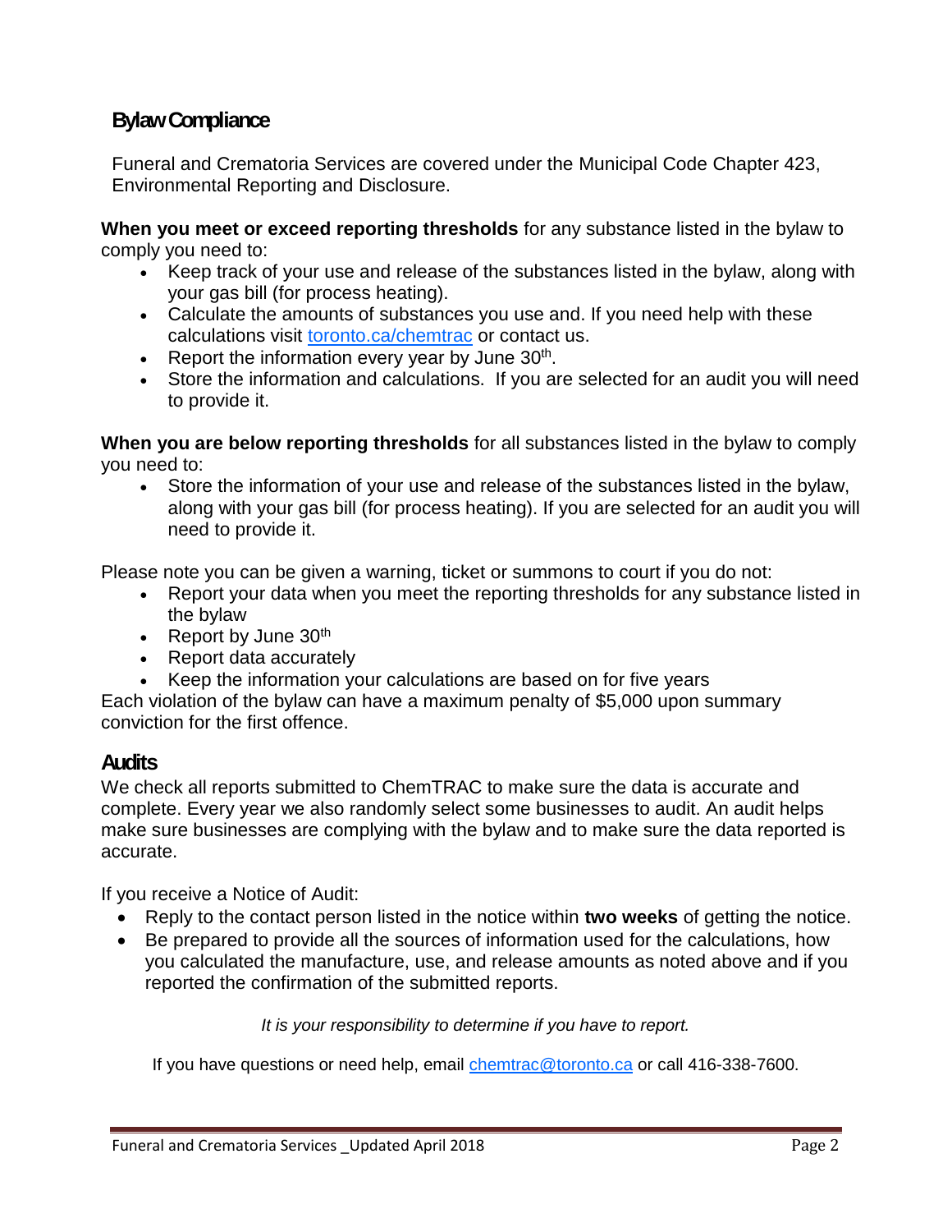## Bylaw Compliance

Funeral and Crematoria Services are covered under the Municipal Code Chapter 423, Environmental Reporting and Disclosure.

**When you meet or exceed reporting thresholds** for any substance listed in the bylaw to comply you need to:

- Keep track of your use and release of the substances listed in the bylaw, along with your gas bill (for process heating).
- Calculate the amounts of substances you use and. If you need help with these calculations visit [toronto.ca/chemtrac](toronto.ca/chemtrac) or contact us.
- Report the information every year by June 30th.
- Store the information and calculations. If you are selected for an audit you will need to provide it.

**When you are below reporting thresholds** for all substances listed in the bylaw to comply you need to:

- Store the information of your use and release of the substances listed in the bylaw, along with your gas bill (for process heating). If you are selected for an audit you will need to provide it.

Please note you can be given a warning, ticket or summons to court if you do not:

- Report your data when you meet the reporting thresholds for any substance listed in the bylaw
- Report by June 30th
- Report data accurately
- Keep the information your calculations are based on for five years

Each violation of the bylaw can have a maximum penalty of $5,000 upon summary conviction for the first offence.

## Audits

We check all reports submitted to ChemTRAC to make sure the data is accurate and complete. Every year we also randomly select some businesses to audit. An audit helps make sure businesses are complying with the bylaw and to make sure the data reported is accurate.

If you receive a Notice of Audit:

- Reply to the contact person listed in the notice within **two weeks** of getting the notice.
- Be prepared to provide all the sources of information used for the calculations, how you calculated the manufacture, use, and release amounts as noted above and if you reported the confirmation of the submitted reports.

*It is your responsibility to determine if you have to report.*

If you have questions or need help, email [chemtrac@toronto.ca](mailto:chemtrac@toronto.ca) or call 416-338-7600.